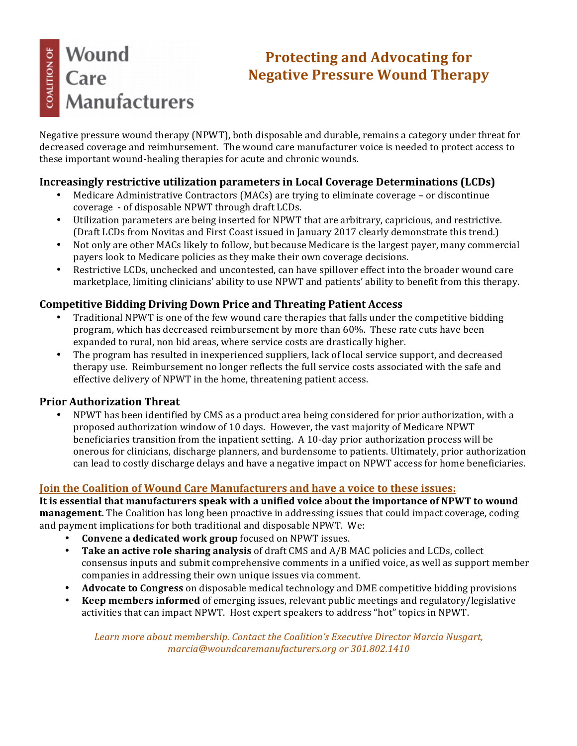# Coalition of Wound Care Manufacturers

# Protecting and Advocating for Negative Pressure Wound Therapy

Negative pressure wound therapy (NPWT), both disposable and durable, remains a category under threat for decreased coverage and reimbursement. The wound care manufacturer voice is needed to protect access to these important wound-healing therapies for acute and chronic wounds.

### Increasingly restrictive utilization parameters in Local Coverage Determinations (LCDs)

- Medicare Administrative Contractors (MACs) are trying to eliminate coverage – or discontinue coverage - of disposable NPWT through draft LCDs.
- Utilization parameters are being inserted for NPWT that are arbitrary, capricious, and restrictive. (Draft LCDs from Novitas and First Coast issued in January 2017 clearly demonstrate this trend.)
- Not only are other MACs likely to follow, but because Medicare is the largest payer, many commercial payers look to Medicare policies as they make their own coverage decisions.
- Restrictive LCDs, unchecked and uncontested, can have spillover effect into the broader wound care marketplace, limiting clinicians' ability to use NPWT and patients' ability to benefit from this therapy.

### Competitive Bidding Driving Down Price and Threating Patient Access

- Traditional NPWT is one of the few wound care therapies that falls under the competitive bidding program, which has decreased reimbursement by more than 60%. These rate cuts have been expanded to rural, non bid areas, where service costs are drastically higher.
- The program has resulted in inexperienced suppliers, lack of local service support, and decreased therapy use. Reimbursement no longer reflects the full service costs associated with the safe and effective delivery of NPWT in the home, threatening patient access.

### Prior Authorization Threat

- NPWT has been identified by CMS as a product area being considered for prior authorization, with a proposed authorization window of 10 days. However, the vast majority of Medicare NPWT beneficiaries transition from the inpatient setting. A 10-day prior authorization process will be onerous for clinicians, discharge planners, and burdensome to patients. Ultimately, prior authorization can lead to costly discharge delays and have a negative impact on NPWT access for home beneficiaries.

### Join the Coalition of Wound Care Manufacturers and have a voice to these issues:

**It is essential that manufacturers speak with a unified voice about the importance of NPWT to wound management.** The Coalition has long been proactive in addressing issues that could impact coverage, coding and payment implications for both traditional and disposable NPWT. We:

- **Convene a dedicated work group** focused on NPWT issues.
- **Take an active role sharing analysis** of draft CMS and A/B MAC policies and LCDs, collect consensus inputs and submit comprehensive comments in a unified voice, as well as support member companies in addressing their own unique issues via comment.
- **Advocate to Congress** on disposable medical technology and DME competitive bidding provisions
- **Keep members informed** of emerging issues, relevant public meetings and regulatory/legislative activities that can impact NPWT. Host expert speakers to address "hot" topics in NPWT.

*Learn more about membership. Contact the Coalition's Executive Director Marcia Nusgart, marcia@woundcaremanufacturers.org or 301.802.1410*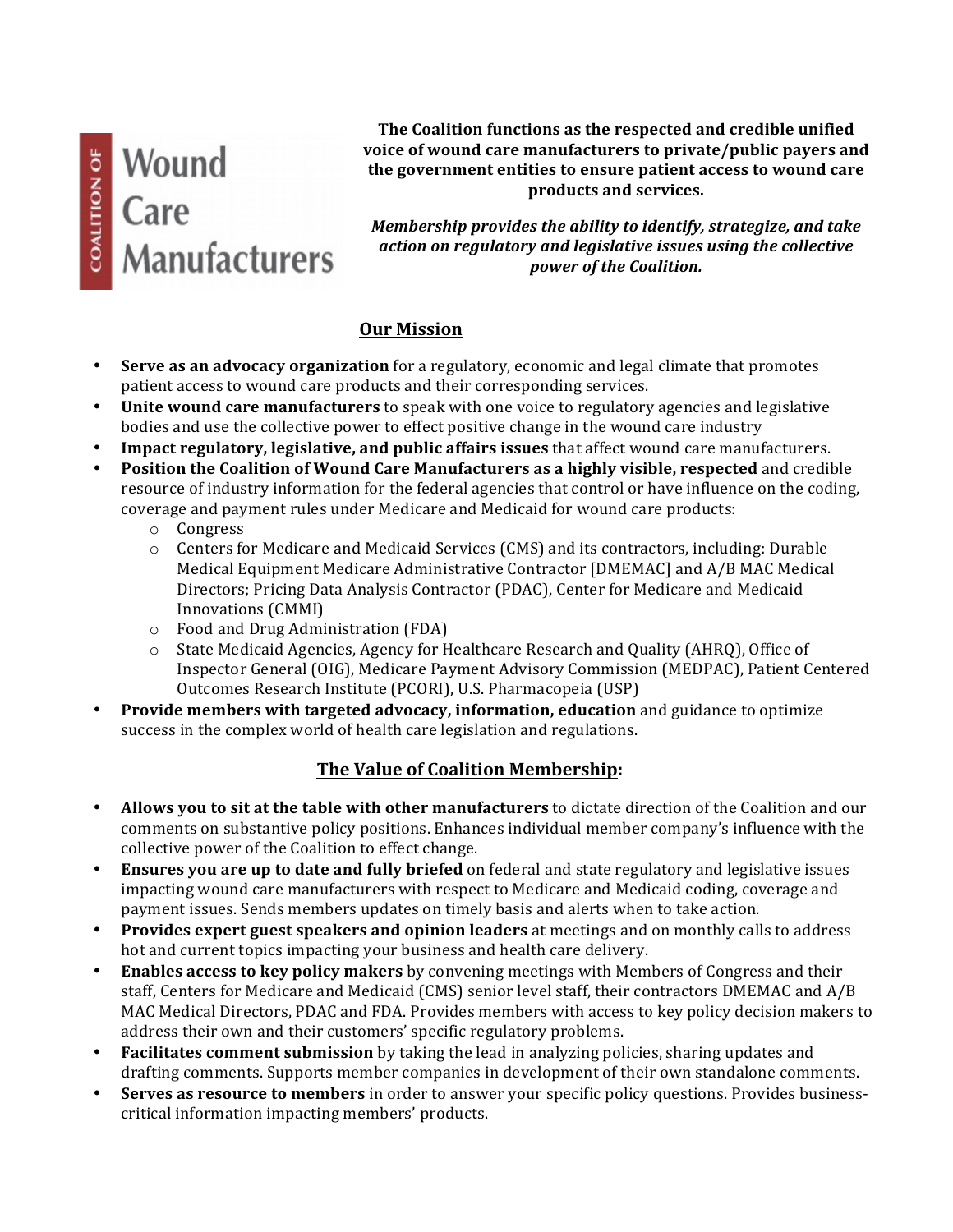COALITION OF **Wound Care Manufacturers**

**The Coalition functions as the respected and credible unified voice of wound care manufacturers to private/public payers and the government entities to ensure patient access to wound care products and services.**

***Membership provides the ability to identify, strategize, and take action on regulatory and legislative issues using the collective power of the Coalition.***

## Our Mission

- **Serve as an advocacy organization** for a regulatory, economic and legal climate that promotes patient access to wound care products and their corresponding services.
- **Unite wound care manufacturers** to speak with one voice to regulatory agencies and legislative bodies and use the collective power to effect positive change in the wound care industry
- **Impact regulatory, legislative, and public affairs issues** that affect wound care manufacturers.
- **Position the Coalition of Wound Care Manufacturers as a highly visible, respected** and credible resource of industry information for the federal agencies that control or have influence on the coding, coverage and payment rules under Medicare and Medicaid for wound care products:
  - Congress
  - Centers for Medicare and Medicaid Services (CMS) and its contractors, including: Durable Medical Equipment Medicare Administrative Contractor [DMEMAC] and A/B MAC Medical Directors; Pricing Data Analysis Contractor (PDAC), Center for Medicare and Medicaid Innovations (CMMI)
  - Food and Drug Administration (FDA)
  - State Medicaid Agencies, Agency for Healthcare Research and Quality (AHRQ), Office of Inspector General (OIG), Medicare Payment Advisory Commission (MEDPAC), Patient Centered Outcomes Research Institute (PCORI), U.S. Pharmacopeia (USP)
- **Provide members with targeted advocacy, information, education** and guidance to optimize success in the complex world of health care legislation and regulations.

## The Value of Coalition Membership:

- **Allows you to sit at the table with other manufacturers** to dictate direction of the Coalition and our comments on substantive policy positions. Enhances individual member company's influence with the collective power of the Coalition to effect change.
- **Ensures you are up to date and fully briefed** on federal and state regulatory and legislative issues impacting wound care manufacturers with respect to Medicare and Medicaid coding, coverage and payment issues. Sends members updates on timely basis and alerts when to take action.
- **Provides expert guest speakers and opinion leaders** at meetings and on monthly calls to address hot and current topics impacting your business and health care delivery.
- **Enables access to key policy makers** by convening meetings with Members of Congress and their staff, Centers for Medicare and Medicaid (CMS) senior level staff, their contractors DMEMAC and A/B MAC Medical Directors, PDAC and FDA. Provides members with access to key policy decision makers to address their own and their customers' specific regulatory problems.
- **Facilitates comment submission** by taking the lead in analyzing policies, sharing updates and drafting comments. Supports member companies in development of their own standalone comments.
- **Serves as resource to members** in order to answer your specific policy questions. Provides business-critical information impacting members' products.